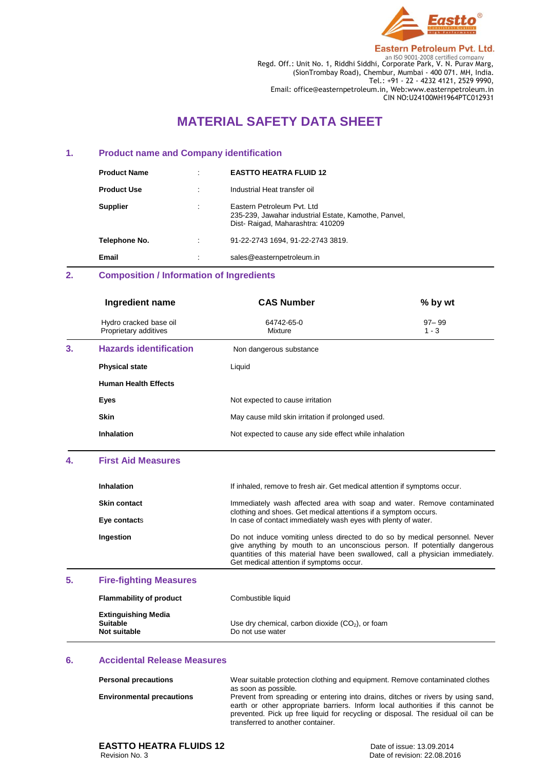**Eastto®**

**Eastern Petroleum Pvt. Ltd.**
an ISO 9001-2008 certified company
Regd. Off.: Unit No. 1, Riddhi Siddhi, Corporate Park, V. N. Purav Marg,
(SionTrombay Road), Chembur, Mumbai - 400 071. MH, India.
Tel.: +91 - 22 - 4232 4121, 2529 9990,
Email: office@easternpetroleum.in, Web:www.easternpetroleum.in
CIN NO:U24100MH1964PTC012931

# MATERIAL SAFETY DATA SHEET

## 1. Product name and Company identification

| | | |
|---|---|---|
| **Product Name** | : | **EASTTO HEATRA FLUID 12** |
| **Product Use** | : | Industrial Heat transfer oil |
| **Supplier** | : | Eastern Petroleum Pvt. Ltd<br>235-239, Jawahar industrial Estate, Kamothe, Panvel,<br>Dist- Raigad, Maharashtra: 410209 |
| **Telephone No.** | : | 91-22-2743 1694, 91-22-2743 3819. |
| **Email** | : | sales@easternpetroleum.in |

## 2. Composition / Information of Ingredients

| Ingredient name | CAS Number | % by wt |
|---|---|---|
| Hydro cracked base oil<br>Proprietary additives | 64742-65-0<br>Mixture | 97– 99<br>1 - 3 |

## 3. Hazards identification

Non dangerous substance

| | |
|---|---|
| **Physical state** | Liquid |
| **Human Health Effects** | |
| **Eyes** | Not expected to cause irritation |
| **Skin** | May cause mild skin irritation if prolonged used. |
| **Inhalation** | Not expected to cause any side effect while inhalation |

## 4. First Aid Measures

| | |
|---|---|
| **Inhalation** | If inhaled, remove to fresh air. Get medical attention if symptoms occur. |
| **Skin contact** | Immediately wash affected area with soap and water. Remove contaminated clothing and shoes. Get medical attentions if a symptom occurs. |
| **Eye contacts** | In case of contact immediately wash eyes with plenty of water. |
| **Ingestion** | Do not induce vomiting unless directed to do so by medical personnel. Never give anything by mouth to an unconscious person. If potentially dangerous quantities of this material have been swallowed, call a physician immediately. Get medical attention if symptoms occur. |

## 5. Fire-fighting Measures

| | |
|---|---|
| **Flammability of product** | Combustible liquid |
| **Extinguishing Media** | |
| **Suitable** | Use dry chemical, carbon dioxide ($CO_2$), or foam |
| **Not suitable** | Do not use water |

## 6. Accidental Release Measures

| | |
|---|---|
| **Personal precautions** | Wear suitable protection clothing and equipment. Remove contaminated clothes as soon as possible. |
| **Environmental precautions** | Prevent from spreading or entering into drains, ditches or rivers by using sand, earth or other appropriate barriers. Inform local authorities if this cannot be prevented. Pick up free liquid for recycling or disposal. The residual oil can be transferred to another container. |

**EASTTO HEATRA FLUIDS 12**
Revision No. 3

Date of issue: 13.09.2014
Date of revision: 22.08.2016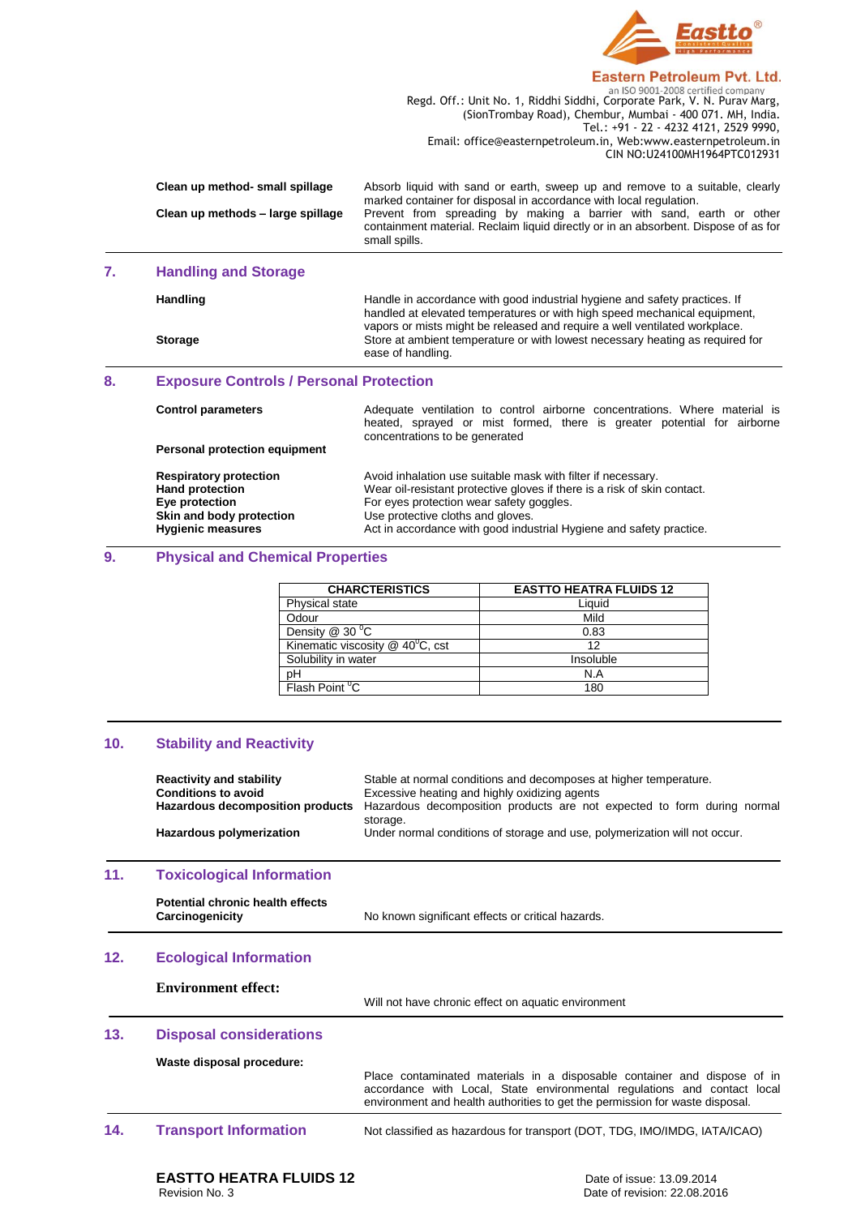Clean up method- small spillage | Absorb liquid with sand or earth, sweep up and remove to a suitable, clearly marked container for disposal in accordance with local regulation.

**Clean up methods – large spillage**: Prevent from spreading by making a barrier with sand, earth or other containment material. Reclaim liquid directly or in an absorbent. Dispose of as for small spills.

## 7. Handling and Storage

**Handling**: Handle in accordance with good industrial hygiene and safety practices. If handled at elevated temperatures or with high speed mechanical equipment, vapors or mists might be released and require a well ventilated workplace.

**Storage**: Store at ambient temperature or with lowest necessary heating as required for ease of handling.

## 8. Exposure Controls / Personal Protection

**Control parameters**: Adequate ventilation to control airborne concentrations. Where material is heated, sprayed or mist formed, there is greater potential for airborne concentrations to be generated

**Personal protection equipment**

**Respiratory protection**: Avoid inhalation use suitable mask with filter if necessary.
**Hand protection**: Wear oil-resistant protective gloves if there is a risk of skin contact.
**Eye protection**: For eyes protection wear safety goggles.
**Skin and body protection**: Use protective cloths and gloves.
**Hygienic measures**: Act in accordance with good industrial Hygiene and safety practice.

## 9. Physical and Chemical Properties

| CHARCTERISTICS | EASTTO HEATRA FLUIDS 12 |
|---|---|
| Physical state | Liquid |
| Odour | Mild |
| Density @ 30 $^0$C | 0.83 |
| Kinematic viscosity @ 40$^0$C, cst | 12 |
| Solubility in water | Insoluble |
| pH | N.A |
| Flash Point $^0$C | 180 |

## 10. Stability and Reactivity

**Reactivity and stability**: Stable at normal conditions and decomposes at higher temperature.
**Conditions to avoid**: Excessive heating and highly oxidizing agents
**Hazardous decomposition products**: Hazardous decomposition products are not expected to form during normal storage.
**Hazardous polymerization**: Under normal conditions of storage and use, polymerization will not occur.

## 11. Toxicological Information

**Potential chronic health effects**
**Carcinogenicity**: No known significant effects or critical hazards.

## 12. Ecological Information

**Environment effect:** Will not have chronic effect on aquatic environment

## 13. Disposal considerations

**Waste disposal procedure:** Place contaminated materials in a disposable container and dispose of in accordance with Local, State environmental regulations and contact local environment and health authorities to get the permission for waste disposal.

## 14. Transport Information

Not classified as hazardous for transport (DOT, TDG, IMO/IMDG, IATA/ICAO)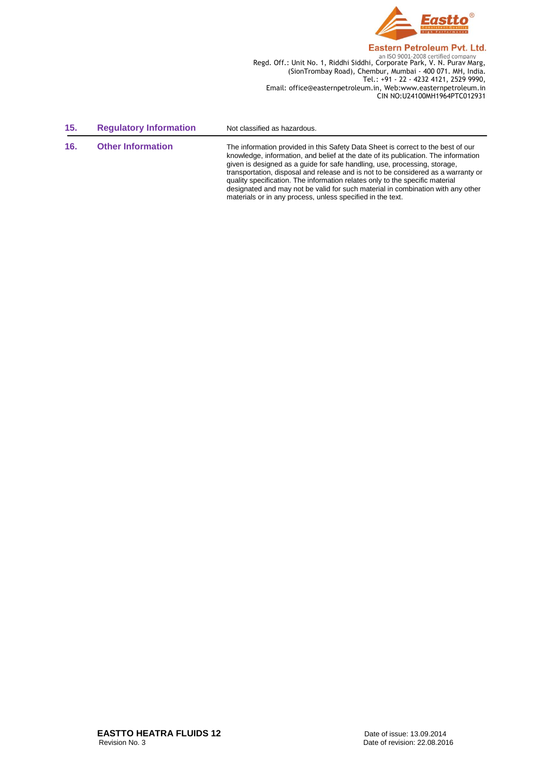## 15. Regulatory Information

Not classified as hazardous.

## 16. Other Information

The information provided in this Safety Data Sheet is correct to the best of our knowledge, information, and belief at the date of its publication. The information given is designed as a guide for safe handling, use, processing, storage, transportation, disposal and release and is not to be considered as a warranty or quality specification. The information relates only to the specific material designated and may not be valid for such material in combination with any other materials or in any process, unless specified in the text.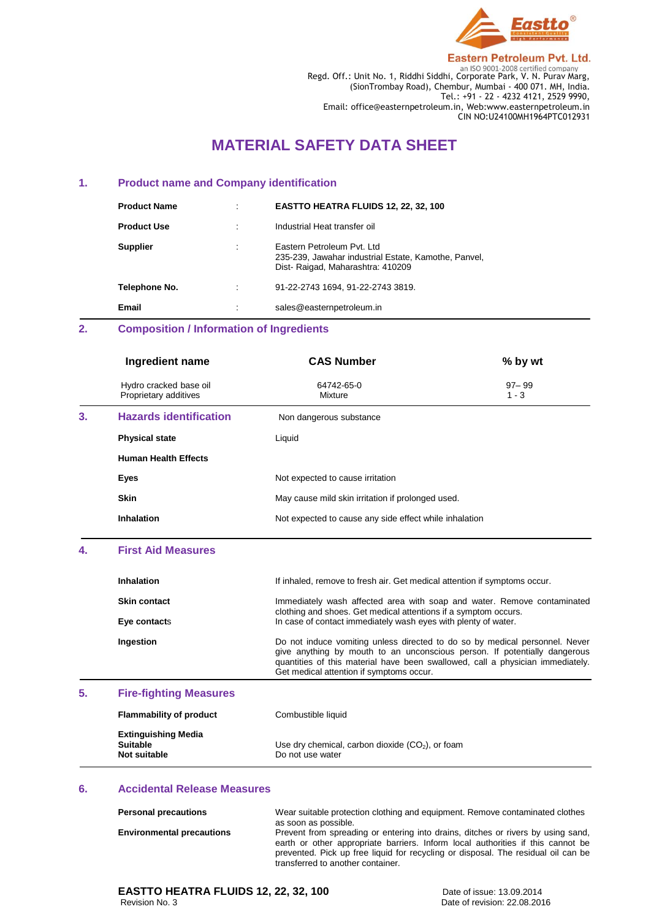Eastto®

**Eastern Petroleum Pvt. Ltd.**
an ISO 9001-2008 certified company
Regd. Off.: Unit No. 1, Riddhi Siddhi, Corporate Park, V. N. Purav Marg, (SionTrombay Road), Chembur, Mumbai - 400 071. MH, India.
Tel.: +91 - 22 - 4232 4121, 2529 9990,
Email: office@easternpetroleum.in, Web:www.easternpetroleum.in
CIN NO:U24100MH1964PTC012931

# MATERIAL SAFETY DATA SHEET

## 1. Product name and Company identification

| | | |
|---|---|---|
| **Product Name** | : | **EASTTO HEATRA FLUIDS 12, 22, 32, 100** |
| **Product Use** | : | Industrial Heat transfer oil |
| **Supplier** | : | Eastern Petroleum Pvt. Ltd<br>235-239, Jawahar industrial Estate, Kamothe, Panvel, Dist- Raigad, Maharashtra: 410209 |
| **Telephone No.** | : | 91-22-2743 1694, 91-22-2743 3819. |
| **Email** | : | sales@easternpetroleum.in |

## 2. Composition / Information of Ingredients

| Ingredient name | CAS Number | % by wt |
|---|---|---|
| Hydro cracked base oil | 64742-65-0 | 97– 99 |
| Proprietary additives | Mixture | 1 - 3 |

## 3. Hazards identification

Non dangerous substance

| | |
|---|---|
| **Physical state** | Liquid |
| **Human Health Effects** | |
| **Eyes** | Not expected to cause irritation |
| **Skin** | May cause mild skin irritation if prolonged used. |
| **Inhalation** | Not expected to cause any side effect while inhalation |

## 4. First Aid Measures

| | |
|---|---|
| **Inhalation** | If inhaled, remove to fresh air. Get medical attention if symptoms occur. |
| **Skin contact** | Immediately wash affected area with soap and water. Remove contaminated clothing and shoes. Get medical attentions if a symptom occurs. |
| **Eye contacts** | In case of contact immediately wash eyes with plenty of water. |
| **Ingestion** | Do not induce vomiting unless directed to do so by medical personnel. Never give anything by mouth to an unconscious person. If potentially dangerous quantities of this material have been swallowed, call a physician immediately. Get medical attention if symptoms occur. |

## 5. Fire-fighting Measures

| | |
|---|---|
| **Flammability of product** | Combustible liquid |
| **Extinguishing Media** | |
| **Suitable** | Use dry chemical, carbon dioxide ($CO_2$), or foam |
| **Not suitable** | Do not use water |

## 6. Accidental Release Measures

| | |
|---|---|
| **Personal precautions** | Wear suitable protection clothing and equipment. Remove contaminated clothes as soon as possible. |
| **Environmental precautions** | Prevent from spreading or entering into drains, ditches or rivers by using sand, earth or other appropriate barriers. Inform local authorities if this cannot be prevented. Pick up free liquid for recycling or disposal. The residual oil can be transferred to another container. |

**EASTTO HEATRA FLUIDS 12, 22, 32, 100**
Revision No. 3

Date of issue: 13.09.2014
Date of revision: 22.08.2016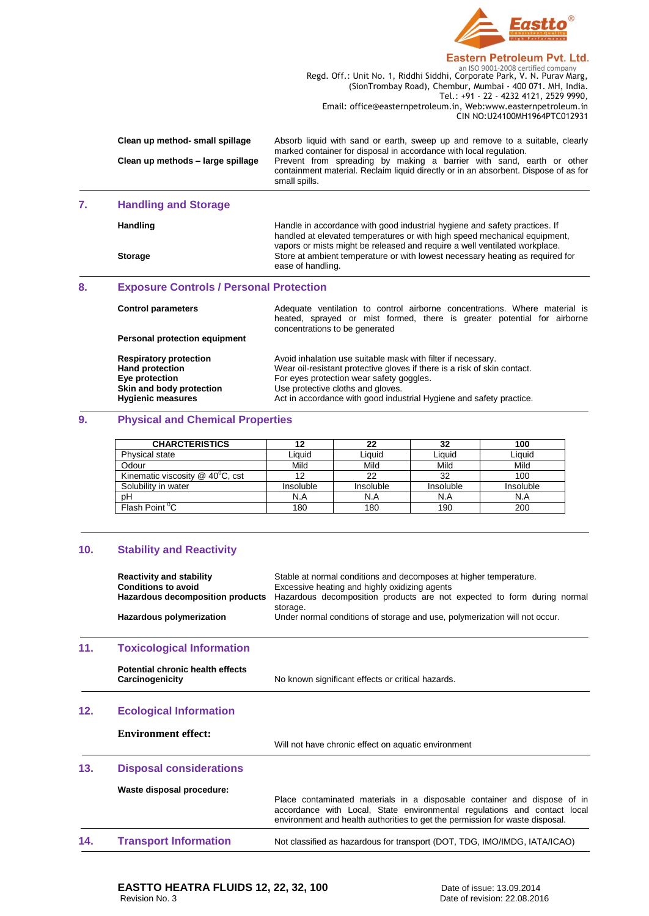| | |
|---|---|
| **Clean up method- small spillage** | Absorb liquid with sand or earth, sweep up and remove to a suitable, clearly marked container for disposal in accordance with local regulation. |
| **Clean up methods – large spillage** | Prevent from spreading by making a barrier with sand, earth or other containment material. Reclaim liquid directly or in an absorbent. Dispose of as for small spills. |

## 7. Handling and Storage

| | |
|---|---|
| **Handling** | Handle in accordance with good industrial hygiene and safety practices. If handled at elevated temperatures or with high speed mechanical equipment, vapors or mists might be released and require a well ventilated workplace. |
| **Storage** | Store at ambient temperature or with lowest necessary heating as required for ease of handling. |

## 8. Exposure Controls / Personal Protection

| | |
|---|---|
| **Control parameters** | Adequate ventilation to control airborne concentrations. Where material is heated, sprayed or mist formed, there is greater potential for airborne concentrations to be generated |
| **Personal protection equipment** | |
| **Respiratory protection** | Avoid inhalation use suitable mask with filter if necessary. |
| **Hand protection** | Wear oil-resistant protective gloves if there is a risk of skin contact. |
| **Eye protection** | For eyes protection wear safety goggles. |
| **Skin and body protection** | Use protective cloths and gloves. |
| **Hygienic measures** | Act in accordance with good industrial Hygiene and safety practice. |

## 9. Physical and Chemical Properties

| CHARCTERISTICS | 12 | 22 | 32 | 100 |
|---|---|---|---|---|
| Physical state | Liquid | Liquid | Liquid | Liquid |
| Odour | Mild | Mild | Mild | Mild |
| Kinematic viscosity @ $40^0$C, cst | 12 | 22 | 32 | 100 |
| Solubility in water | Insoluble | Insoluble | Insoluble | Insoluble |
| pH | N.A | N.A | N.A | N.A |
| Flash Point $^0$C | 180 | 180 | 190 | 200 |

## 10. Stability and Reactivity

| | |
|---|---|
| **Reactivity and stability** | Stable at normal conditions and decomposes at higher temperature. |
| **Conditions to avoid** | Excessive heating and highly oxidizing agents |
| **Hazardous decomposition products** | Hazardous decomposition products are not expected to form during normal storage. |
| **Hazardous polymerization** | Under normal conditions of storage and use, polymerization will not occur. |

## 11. Toxicological Information

| | |
|---|---|
| **Potential chronic health effects Carcinogenicity** | No known significant effects or critical hazards. |

## 12. Ecological Information

| | |
|---|---|
| **Environment effect:** | Will not have chronic effect on aquatic environment |

## 13. Disposal considerations

| | |
|---|---|
| **Waste disposal procedure:** | Place contaminated materials in a disposable container and dispose of in accordance with Local, State environmental regulations and contact local environment and health authorities to get the permission for waste disposal. |

## 14. Transport Information

Not classified as hazardous for transport (DOT, TDG, IMO/IMDG, IATA/ICAO)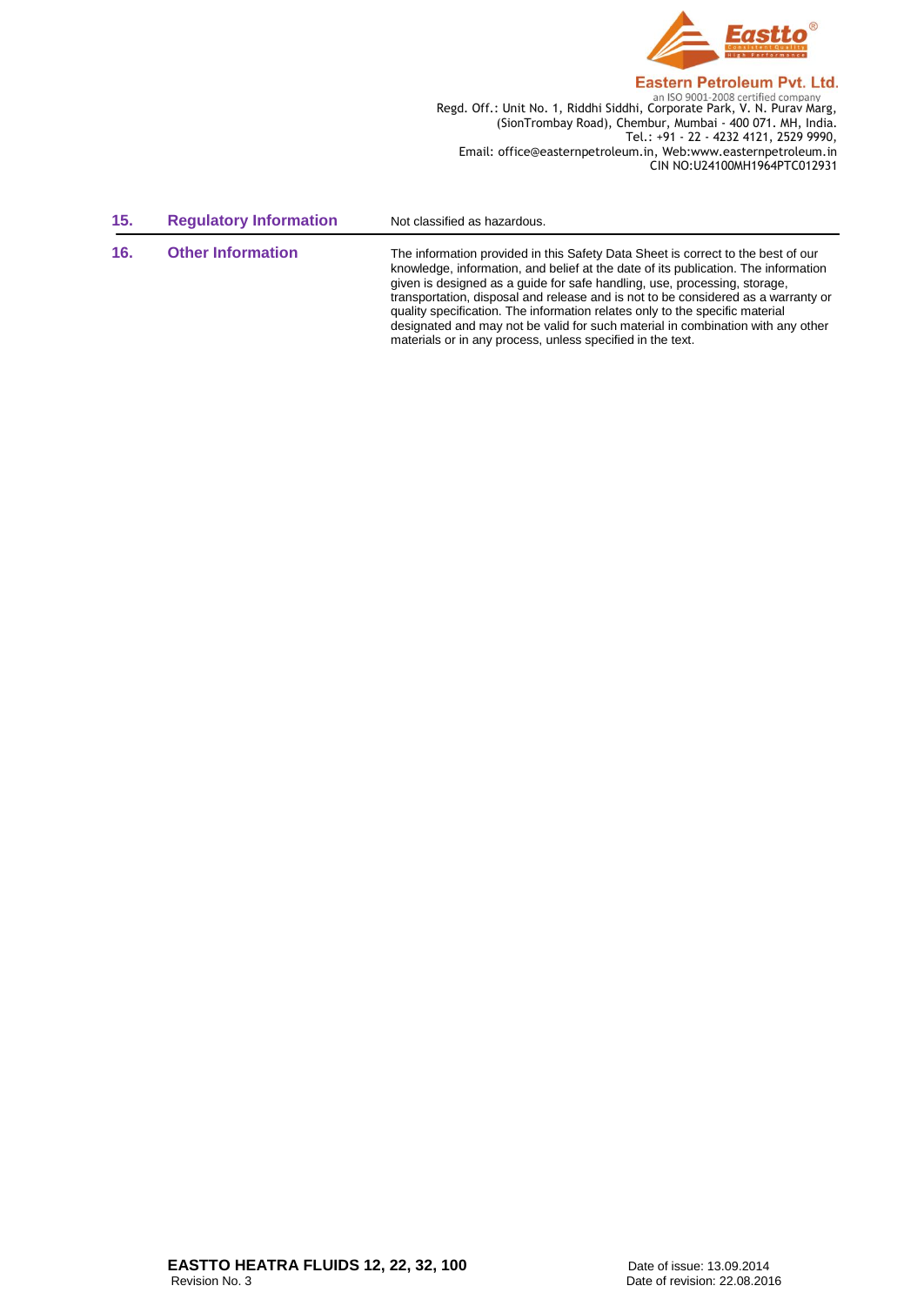## 15. Regulatory Information

Not classified as hazardous.

## 16. Other Information

The information provided in this Safety Data Sheet is correct to the best of our knowledge, information, and belief at the date of its publication. The information given is designed as a guide for safe handling, use, processing, storage, transportation, disposal and release and is not to be considered as a warranty or quality specification. The information relates only to the specific material designated and may not be valid for such material in combination with any other materials or in any process, unless specified in the text.